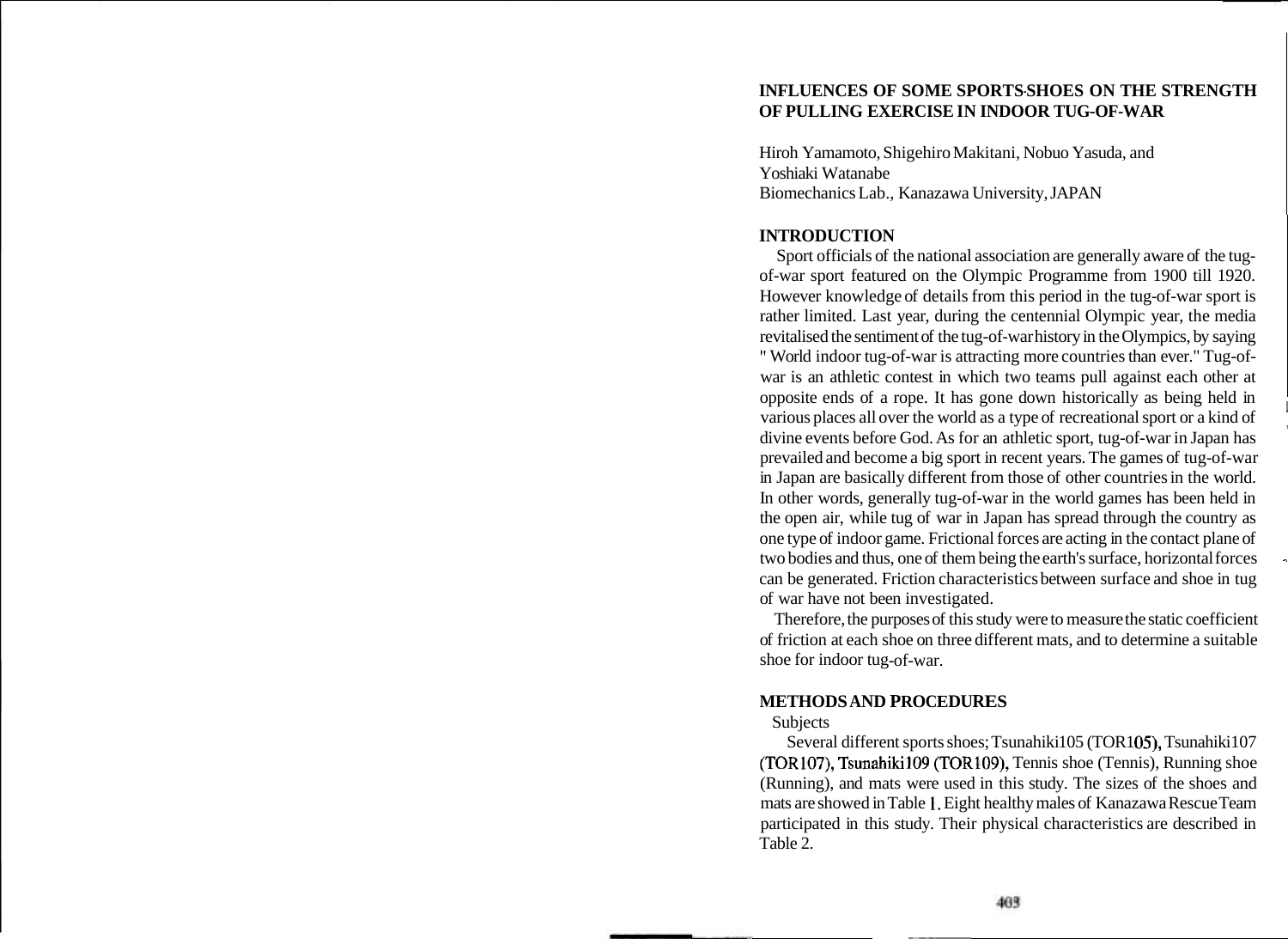# INFLUENCES OF SOME SPORTS-SHOES ON THE STRENGTH OF PULLING EXERCISE IN INDOOR TUG-OF-WAR

Hiroh Yamamoto, Shigehiro Makitani, Nobuo Yasuda, and Yoshiaki Watanabe
Biomechanics Lab., Kanazawa University, JAPAN

## INTRODUCTION

Sport officials of the national association are generally aware of the tug-of-war sport featured on the Olympic Programme from 1900 till 1920. However knowledge of details from this period in the tug-of-war sport is rather limited. Last year, during the centennial Olympic year, the media revitalised the sentiment of the tug-of-war history in the Olympics, by saying " World indoor tug-of-war is attracting more countries than ever." Tug-of-war is an athletic contest in which two teams pull against each other at opposite ends of a rope. It has gone down historically as being held in various places all over the world as a type of recreational sport or a kind of divine events before God. As for an athletic sport, tug-of-war in Japan has prevailed and become a big sport in recent years. The games of tug-of-war in Japan are basically different from those of other countries in the world. In other words, generally tug-of-war in the world games has been held in the open air, while tug of war in Japan has spread through the country as one type of indoor game. Frictional forces are acting in the contact plane of two bodies and thus, one of them being the earth's surface, horizontal forces can be generated. Friction characteristics between surface and shoe in tug of war have not been investigated.

Therefore, the purposes of this study were to measure the static coefficient of friction at each shoe on three different mats, and to determine a suitable shoe for indoor tug-of-war.

## METHODS AND PROCEDURES

Subjects

Several different sports shoes; Tsunahiki105 (TOR105), Tsunahiki107 (TOR107), Tsunahiki109 (TOR109), Tennis shoe (Tennis), Running shoe (Running), and mats were used in this study. The sizes of the shoes and mats are showed in Table 1. Eight healthy males of Kanazawa Rescue Team participated in this study. Their physical characteristics are described in Table 2.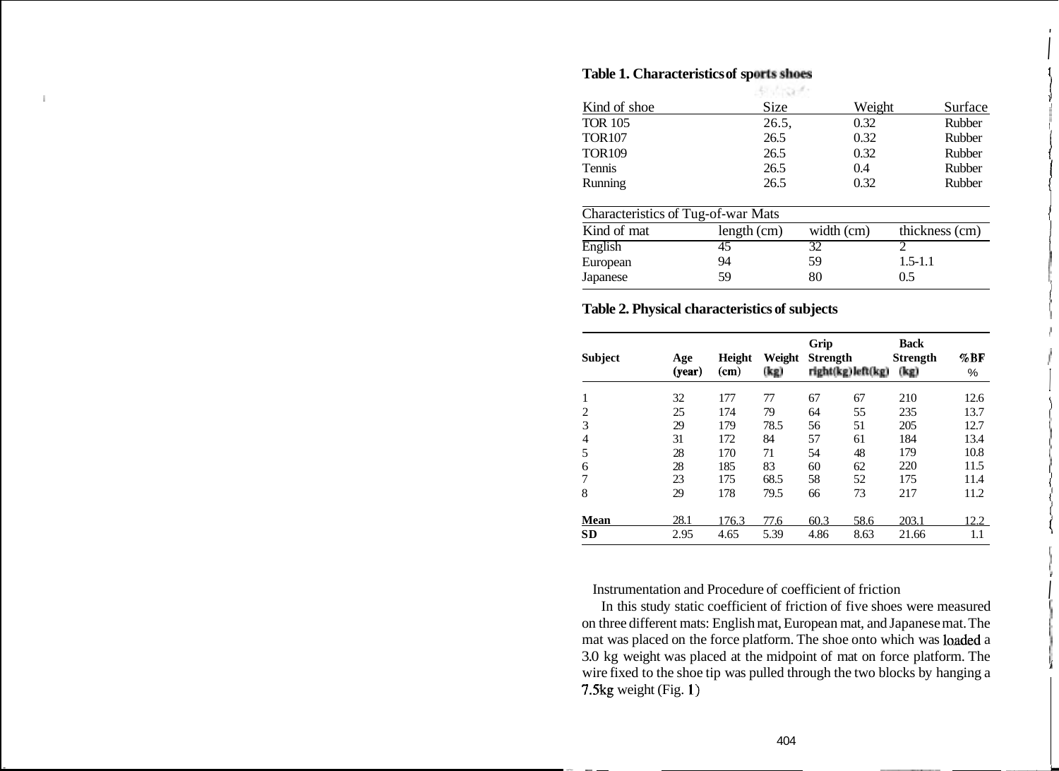**Table 1. Characteristics of sports shoes**

| Kind of shoe | Size | Weight | Surface |
|---|---|---|---|
| TOR 105 | 26.5, | 0.32 | Rubber |
| TOR107 | 26.5 | 0.32 | Rubber |
| TOR109 | 26.5 | 0.32 | Rubber |
| Tennis | 26.5 | 0.4 | Rubber |
| Running | 26.5 | 0.32 | Rubber |

Characteristics of Tug-of-war Mats

| Kind of mat | length (cm) | width (cm) | thickness (cm) |
|---|---|---|---|
| English | 45 | 32 | 2 |
| European | 94 | 59 | 1.5-1.1 |
| Japanese | 59 | 80 | 0.5 |

**Table 2. Physical characteristics of subjects**

| Subject | Age (year) | Height (cm) | Weight (kg) | Grip Strength right(kg) | Grip Strength left(kg) | Back Strength (kg) | %BF % |
|---|---|---|---|---|---|---|---|
| 1 | 32 | 177 | 77 | 67 | 67 | 210 | 12.6 |
| 2 | 25 | 174 | 79 | 64 | 55 | 235 | 13.7 |
| 3 | 29 | 179 | 78.5 | 56 | 51 | 205 | 12.7 |
| 4 | 31 | 172 | 84 | 57 | 61 | 184 | 13.4 |
| 5 | 28 | 170 | 71 | 54 | 48 | 179 | 10.8 |
| 6 | 28 | 185 | 83 | 60 | 62 | 220 | 11.5 |
| 7 | 23 | 175 | 68.5 | 58 | 52 | 175 | 11.4 |
| 8 | 29 | 178 | 79.5 | 66 | 73 | 217 | 11.2 |
| **Mean** | 28.1 | 176.3 | 77.6 | 60.3 | 58.6 | 203.1 | 12.2 |
| **SD** | 2.95 | 4.65 | 5.39 | 4.86 | 8.63 | 21.66 | 1.1 |

Instrumentation and Procedure of coefficient of friction

In this study static coefficient of friction of five shoes were measured on three different mats: English mat, European mat, and Japanese mat. The mat was placed on the force platform. The shoe onto which was loaded a 3.0 kg weight was placed at the midpoint of mat on force platform. The wire fixed to the shoe tip was pulled through the two blocks by hanging a 7.5kg weight (Fig. 1)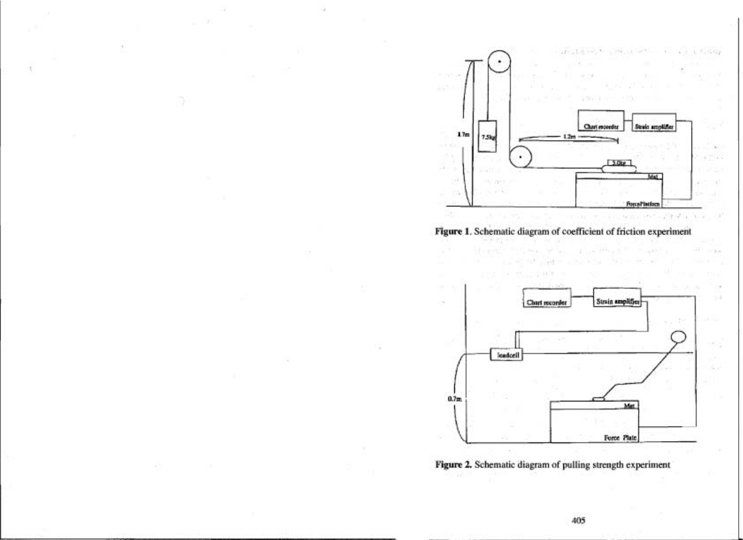Figure 1. Schematic diagram of coefficient of friction experiment

Figure 2. Schematic diagram of pulling strength experiment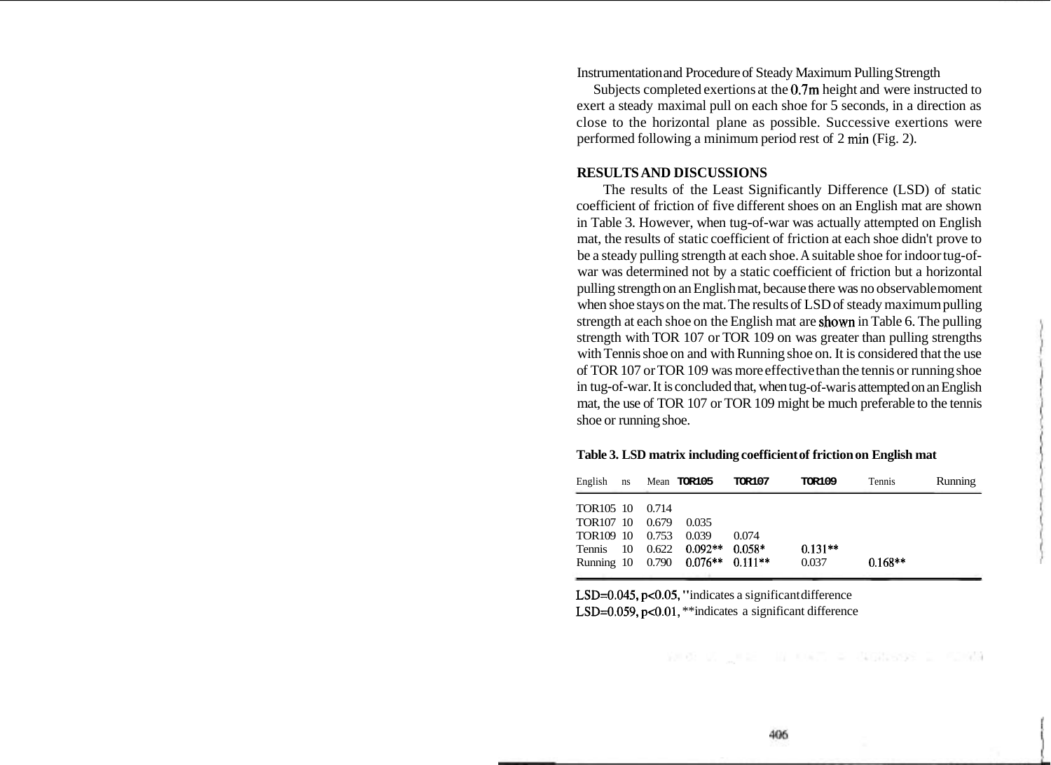Instrumentation and Procedure of Steady Maximum Pulling Strength

Subjects completed exertions at the 0.7m height and were instructed to exert a steady maximal pull on each shoe for 5 seconds, in a direction as close to the horizontal plane as possible. Successive exertions were performed following a minimum period rest of 2 min (Fig. 2).

## RESULTS AND DISCUSSIONS

The results of the Least Significantly Difference (LSD) of static coefficient of friction of five different shoes on an English mat are shown in Table 3. However, when tug-of-war was actually attempted on English mat, the results of static coefficient of friction at each shoe didn't prove to be a steady pulling strength at each shoe. A suitable shoe for indoor tug-of-war was determined not by a static coefficient of friction but a horizontal pulling strength on an English mat, because there was no observable moment when shoe stays on the mat. The results of LSD of steady maximum pulling strength at each shoe on the English mat are shown in Table 6. The pulling strength with TOR 107 or TOR 109 on was greater than pulling strengths with Tennis shoe on and with Running shoe on. It is considered that the use of TOR 107 or TOR 109 was more effective than the tennis or running shoe in tug-of-war. It is concluded that, when tug-of-war is attempted on an English mat, the use of TOR 107 or TOR 109 might be much preferable to the tennis shoe or running shoe.

**Table 3. LSD matrix including coefficient of friction on English mat**

| English | ns | Mean | TOR105 | TOR107 | TOR109 | Tennis | Running |
|---|---|---|---|---|---|---|---|
| TOR105 | 10 | 0.714 | | | | | |
| TOR107 | 10 | 0.679 | 0.035 | | | | |
| TOR109 | 10 | 0.753 | 0.039 | 0.074 | | | |
| Tennis | 10 | 0.622 | 0.092** | 0.058* | 0.131** | | |
| Running | 10 | 0.790 | 0.076** | 0.111** | 0.037 | 0.168** | |

LSD=0.045, $p<0.05$, *indicates a significant difference
LSD=0.059, $p<0.01$, **indicates a significant difference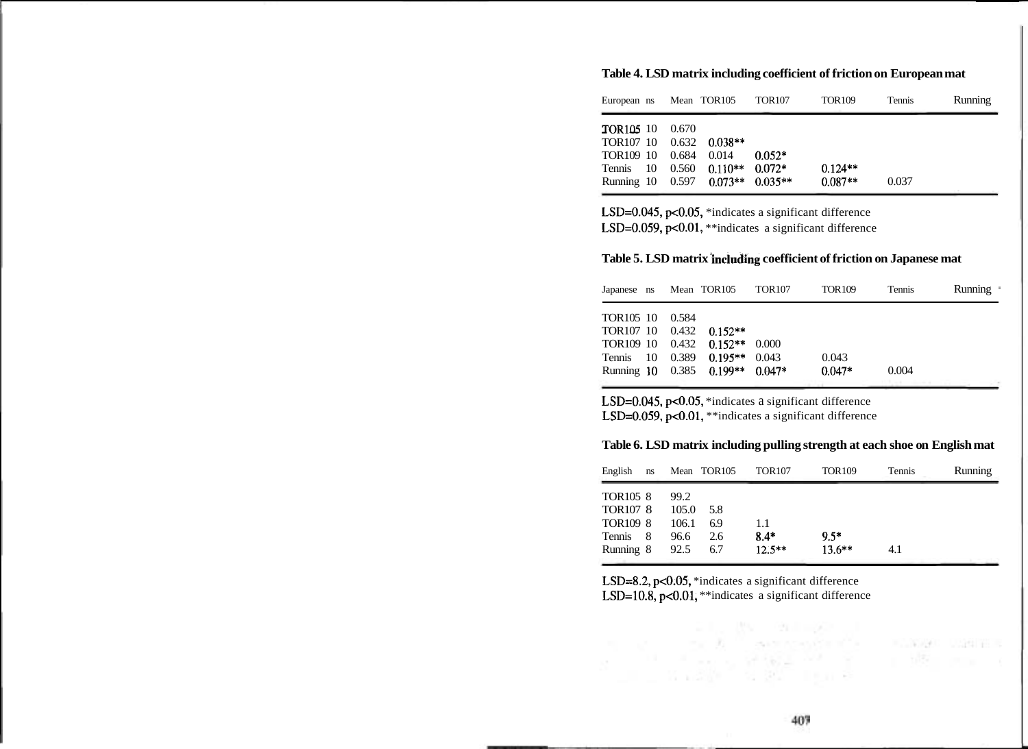**Table 4. LSD matrix including coefficient of friction on European mat**

| European | ns | Mean | TOR105 | TOR107 | TOR109 | Tennis | Running |
|---|---|---|---|---|---|---|---|
| TOR105 | 10 | 0.670 | | | | | |
| TOR107 | 10 | 0.632 | 0.038** | | | | |
| TOR109 | 10 | 0.684 | 0.014 | 0.052* | | | |
| Tennis | 10 | 0.560 | 0.110** | 0.072* | 0.124** | | |
| Running | 10 | 0.597 | 0.073** | 0.035** | 0.087** | 0.037 | |

LSD=0.045, $p<0.05$, *indicates a significant difference
LSD=0.059, $p<0.01$, **indicates a significant difference

**Table 5. LSD matrix including coefficient of friction on Japanese mat**

| Japanese | ns | Mean | TOR105 | TOR107 | TOR109 | Tennis | Running |
|---|---|---|---|---|---|---|---|
| TOR105 | 10 | 0.584 | | | | | |
| TOR107 | 10 | 0.432 | 0.152** | | | | |
| TOR109 | 10 | 0.432 | 0.152** | 0.000 | | | |
| Tennis | 10 | 0.389 | 0.195** | 0.043 | 0.043 | | |
| Running | 10 | 0.385 | 0.199** | 0.047* | 0.047* | 0.004 | |

LSD=0.045, $p<0.05$, *indicates a significant difference
LSD=0.059, $p<0.01$, **indicates a significant difference

**Table 6. LSD matrix including pulling strength at each shoe on English mat**

| English | ns | Mean | TOR105 | TOR107 | TOR109 | Tennis | Running |
|---|---|---|---|---|---|---|---|
| TOR105 | 8 | 99.2 | | | | | |
| TOR107 | 8 | 105.0 | 5.8 | | | | |
| TOR109 | 8 | 106.1 | 6.9 | 1.1 | | | |
| Tennis | 8 | 96.6 | 2.6 | 8.4* | 9.5* | | |
| Running | 8 | 92.5 | 6.7 | 12.5** | 13.6** | 4.1 | |

LSD=8.2, $p<0.05$, *indicates a significant difference
LSD=10.8, $p<0.01$, **indicates a significant difference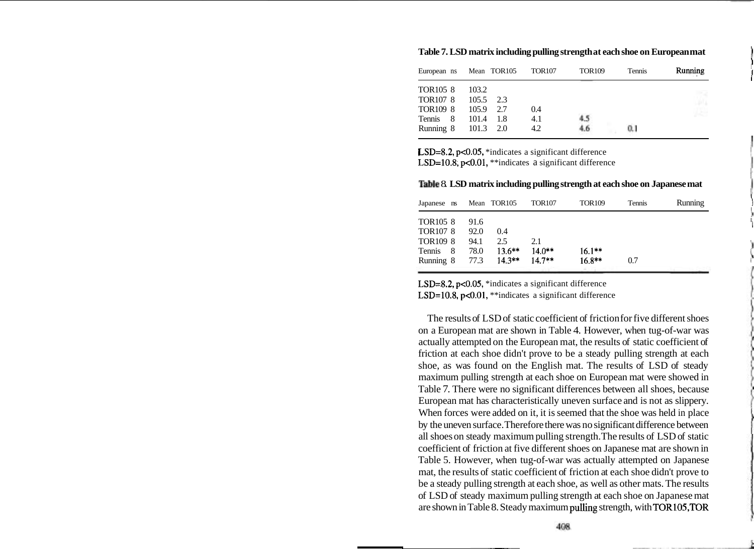**Table 7. LSD matrix including pulling strength at each shoe on European mat**

| European | ns | Mean | TOR105 | TOR107 | TOR109 | Tennis | Running |
|---|---|---|---|---|---|---|---|
| TOR105 | 8 | 103.2 | | | | | |
| TOR107 | 8 | 105.5 | 2.3 | | | | |
| TOR109 | 8 | 105.9 | 2.7 | 0.4 | | | |
| Tennis | 8 | 101.4 | 1.8 | 4.1 | 4.5 | | |
| Running | 8 | 101.3 | 2.0 | 4.2 | 4.6 | 0.1 | |

LSD=8.2, $p<0.05$, *indicates a significant difference
LSD=10.8, $p<0.01$, **indicates a significant difference

**Table 8. LSD matrix including pulling strength at each shoe on Japanese mat**

| Japanese | ns | Mean | TOR105 | TOR107 | TOR109 | Tennis | Running |
|---|---|---|---|---|---|---|---|
| TOR105 | 8 | 91.6 | | | | | |
| TOR107 | 8 | 92.0 | 0.4 | | | | |
| TOR109 | 8 | 94.1 | 2.5 | 2.1 | | | |
| Tennis | 8 | 78.0 | 13.6** | 14.0** | 16.1** | | |
| Running | 8 | 77.3 | 14.3** | 14.7** | 16.8** | 0.7 | |

LSD=8.2, $p<0.05$, *indicates a significant difference
LSD=10.8, $p<0.01$, **indicates a significant difference

The results of LSD of static coefficient of friction for five different shoes on a European mat are shown in Table 4. However, when tug-of-war was actually attempted on the European mat, the results of static coefficient of friction at each shoe didn't prove to be a steady pulling strength at each shoe, as was found on the English mat. The results of LSD of steady maximum pulling strength at each shoe on European mat were showed in Table 7. There were no significant differences between all shoes, because European mat has characteristically uneven surface and is not as slippery. When forces were added on it, it is seemed that the shoe was held in place by the uneven surface. Therefore there was no significant difference between all shoes on steady maximum pulling strength. The results of LSD of static coefficient of friction at five different shoes on Japanese mat are shown in Table 5. However, when tug-of-war was actually attempted on Japanese mat, the results of static coefficient of friction at each shoe didn't prove to be a steady pulling strength at each shoe, as well as other mats. The results of LSD of steady maximum pulling strength at each shoe on Japanese mat are shown in Table 8. Steady maximum pulling strength, with TOR105, TOR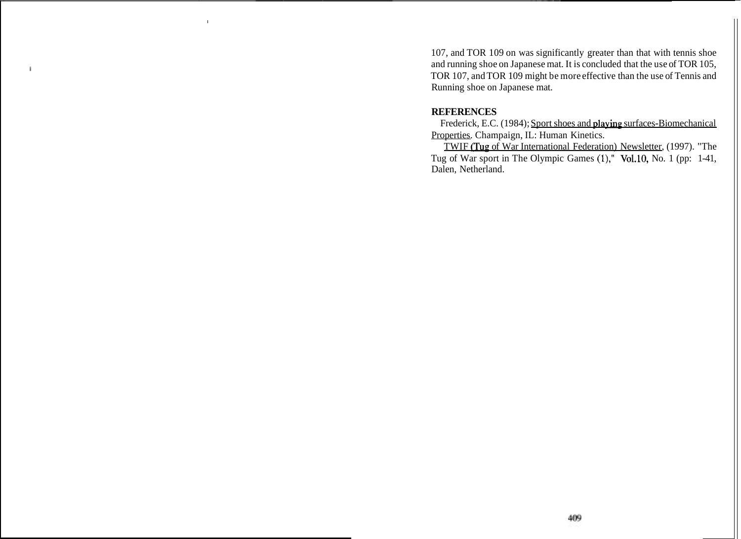107, and TOR 109 on was significantly greater than that with tennis shoe and running shoe on Japanese mat. It is concluded that the use of TOR 105, TOR 107, and TOR 109 might be more effective than the use of Tennis and Running shoe on Japanese mat.

## REFERENCES

Frederick, E.C. (1984); Sport shoes and playing surfaces-Biomechanical Properties. Champaign, IL: Human Kinetics.

TWIF (Tug of War International Federation) Newsletter, (1997). "The Tug of War sport in The Olympic Games (1)," Vol.10, No. 1 (pp: 1-41, Dalen, Netherland.